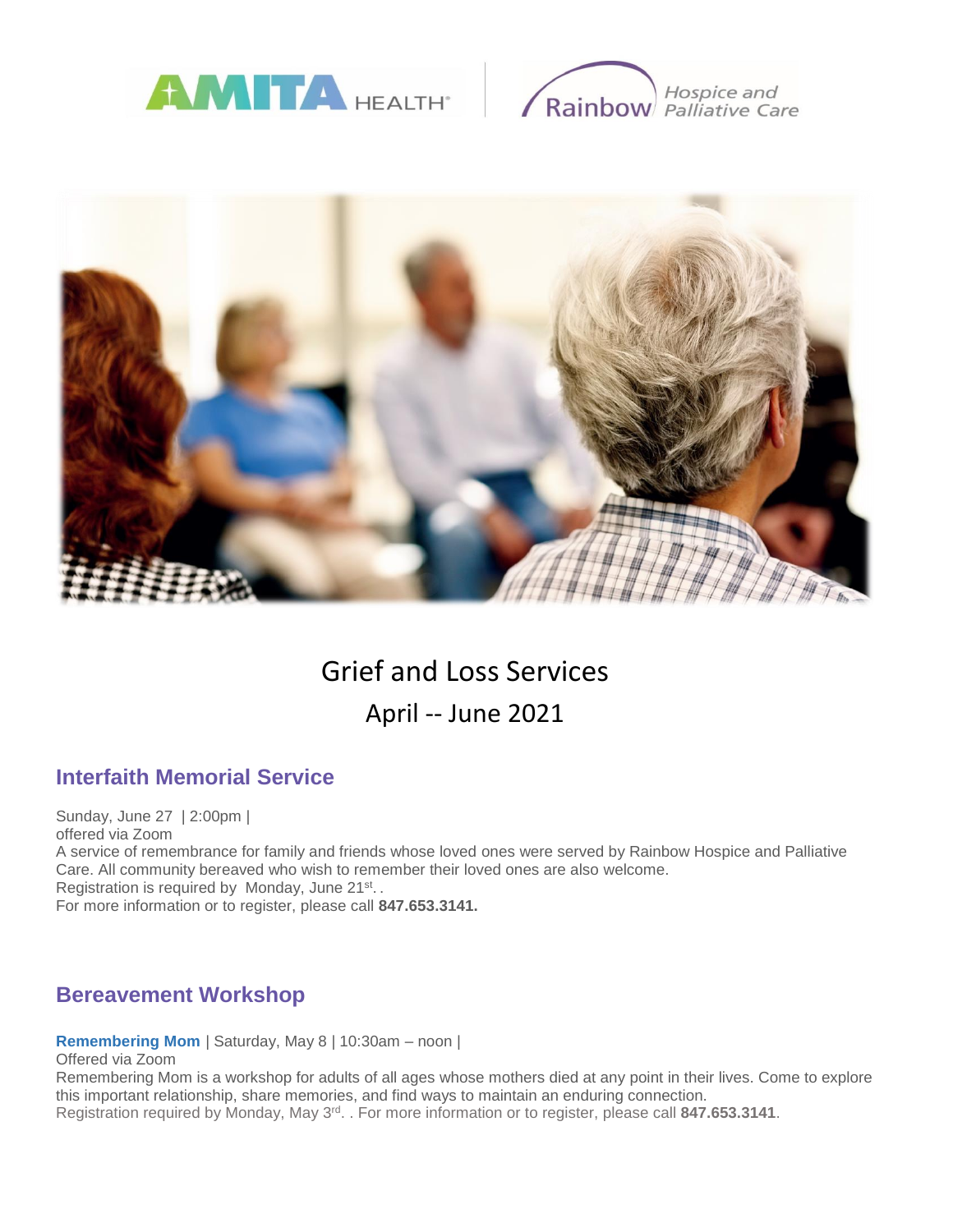AMITA HEALTH | Rainbow Hospice and Palliative Care

# Grief and Loss Services

## April -- June 2021

### Interfaith Memorial Service

Sunday, June 27 | 2:00pm |
offered via Zoom
A service of remembrance for family and friends whose loved ones were served by Rainbow Hospice and Palliative Care. All community bereaved who wish to remember their loved ones are also welcome.
Registration is required by Monday, June 21st. .
For more information or to register, please call **847.653.3141.**

### Bereavement Workshop

**Remembering Mom** | Saturday, May 8 | 10:30am – noon |
Offered via Zoom
Remembering Mom is a workshop for adults of all ages whose mothers died at any point in their lives. Come to explore this important relationship, share memories, and find ways to maintain an enduring connection.
Registration required by Monday, May 3rd. . For more information or to register, please call **847.653.3141**.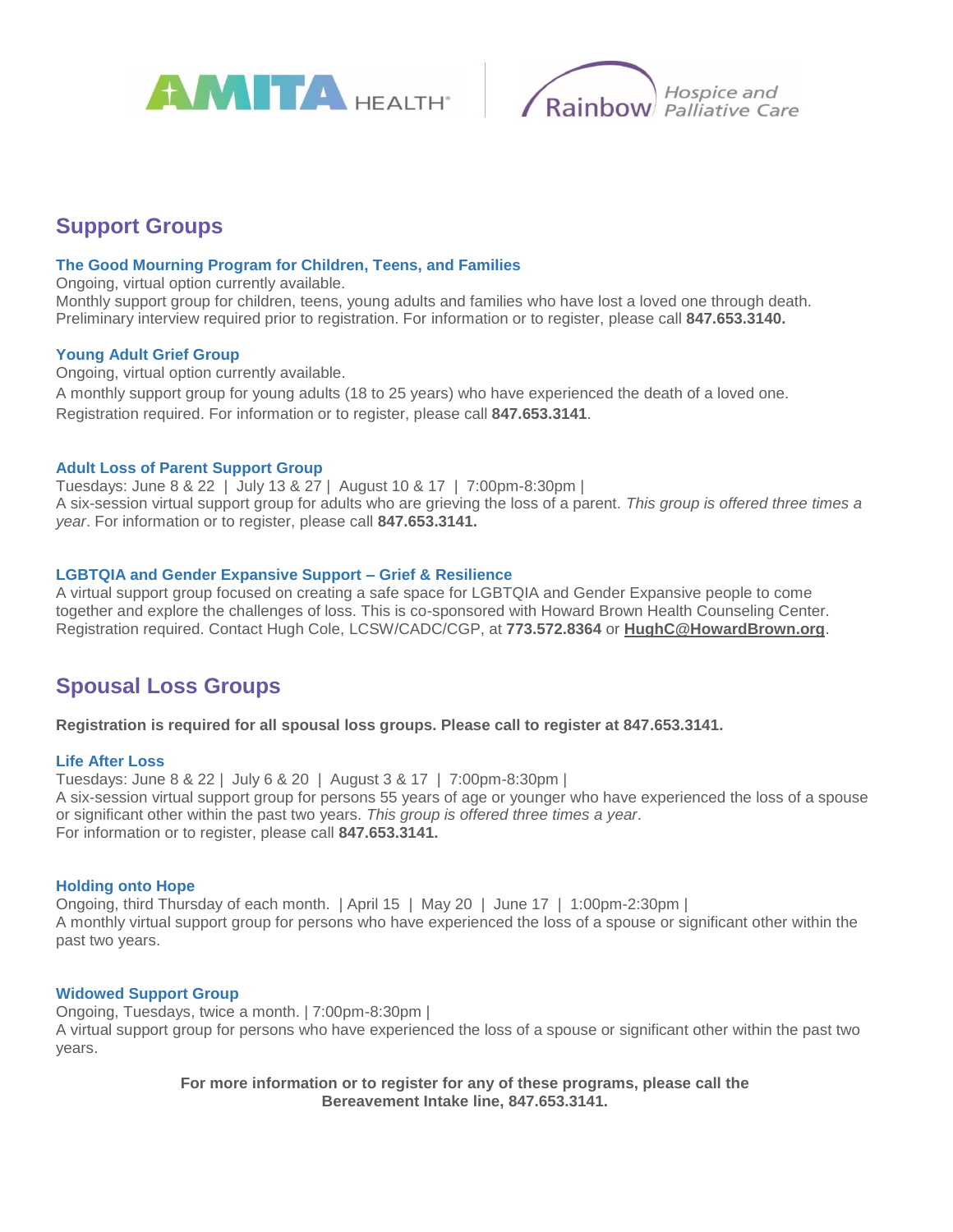AMITA HEALTH | Rainbow Hospice and Palliative Care

## Support Groups

### The Good Mourning Program for Children, Teens, and Families

Ongoing, virtual option currently available.
Monthly support group for children, teens, young adults and families who have lost a loved one through death. Preliminary interview required prior to registration. For information or to register, please call **847.653.3140.**

### Young Adult Grief Group

Ongoing, virtual option currently available.
A monthly support group for young adults (18 to 25 years) who have experienced the death of a loved one. Registration required. For information or to register, please call **847.653.3141**.

### Adult Loss of Parent Support Group

Tuesdays: June 8 & 22 | July 13 & 27 | August 10 & 17 | 7:00pm-8:30pm |
A six-session virtual support group for adults who are grieving the loss of a parent. *This group is offered three times a year*. For information or to register, please call **847.653.3141.**

### LGBTQIA and Gender Expansive Support – Grief & Resilience

A virtual support group focused on creating a safe space for LGBTQIA and Gender Expansive people to come together and explore the challenges of loss. This is co-sponsored with Howard Brown Health Counseling Center. Registration required. Contact Hugh Cole, LCSW/CADC/CGP, at **773.572.8364** or **HughC@HowardBrown.org**.

## Spousal Loss Groups

**Registration is required for all spousal loss groups. Please call to register at 847.653.3141.**

### Life After Loss

Tuesdays: June 8 & 22 | July 6 & 20 | August 3 & 17 | 7:00pm-8:30pm |
A six-session virtual support group for persons 55 years of age or younger who have experienced the loss of a spouse or significant other within the past two years. *This group is offered three times a year*.
For information or to register, please call **847.653.3141.**

### Holding onto Hope

Ongoing, third Thursday of each month. | April 15 | May 20 | June 17 | 1:00pm-2:30pm |
A monthly virtual support group for persons who have experienced the loss of a spouse or significant other within the past two years.

### Widowed Support Group

Ongoing, Tuesdays, twice a month. | 7:00pm-8:30pm |
A virtual support group for persons who have experienced the loss of a spouse or significant other within the past two years.

**For more information or to register for any of these programs, please call the Bereavement Intake line, 847.653.3141.**